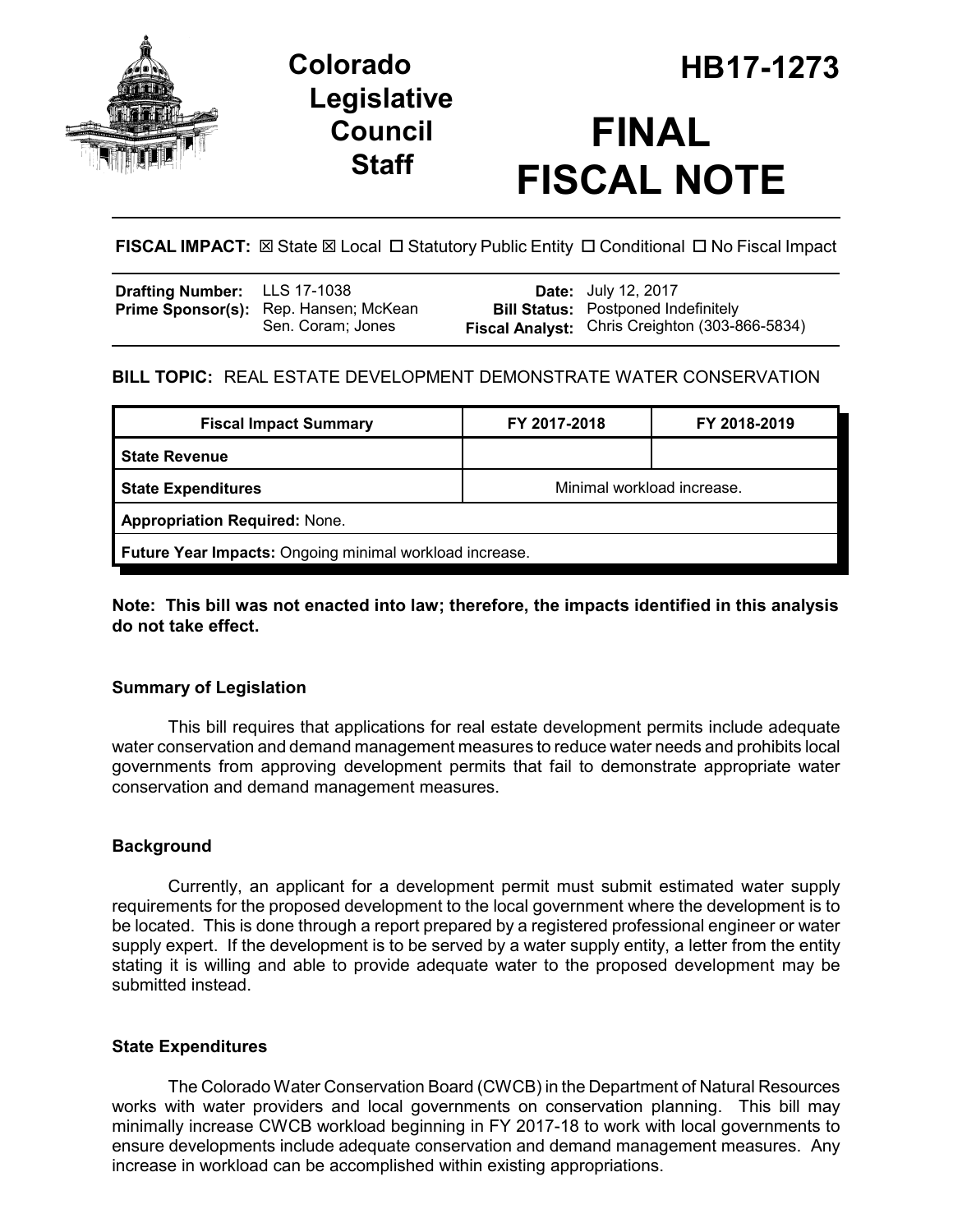# Colorado Legislative Council Staff

# HB17-1273

# FINAL FISCAL NOTE

**FISCAL IMPACT:** ☒ State ☒ Local ☐ Statutory Public Entity ☐ Conditional ☐ No Fiscal Impact

| | | | |
|---|---|---|---|
| **Drafting Number:** | LLS 17-1038 | **Date:** | July 12, 2017 |
| **Prime Sponsor(s):** | Rep. Hansen; McKean<br>Sen. Coram; Jones | **Bill Status:** | Postponed Indefinitely |
| | | **Fiscal Analyst:** | Chris Creighton (303-866-5834) |

**BILL TOPIC:** REAL ESTATE DEVELOPMENT DEMONSTRATE WATER CONSERVATION

| Fiscal Impact Summary | FY 2017-2018 | FY 2018-2019 |
|---|---|---|
| **State Revenue** | | |
| **State Expenditures** | Minimal workload increase. | |
| **Appropriation Required:** None. | | |
| **Future Year Impacts:** Ongoing minimal workload increase. | | |

**Note: This bill was not enacted into law; therefore, the impacts identified in this analysis do not take effect.**

### Summary of Legislation

This bill requires that applications for real estate development permits include adequate water conservation and demand management measures to reduce water needs and prohibits local governments from approving development permits that fail to demonstrate appropriate water conservation and demand management measures.

### Background

Currently, an applicant for a development permit must submit estimated water supply requirements for the proposed development to the local government where the development is to be located. This is done through a report prepared by a registered professional engineer or water supply expert. If the development is to be served by a water supply entity, a letter from the entity stating it is willing and able to provide adequate water to the proposed development may be submitted instead.

### State Expenditures

The Colorado Water Conservation Board (CWCB) in the Department of Natural Resources works with water providers and local governments on conservation planning. This bill may minimally increase CWCB workload beginning in FY 2017-18 to work with local governments to ensure developments include adequate conservation and demand management measures. Any increase in workload can be accomplished within existing appropriations.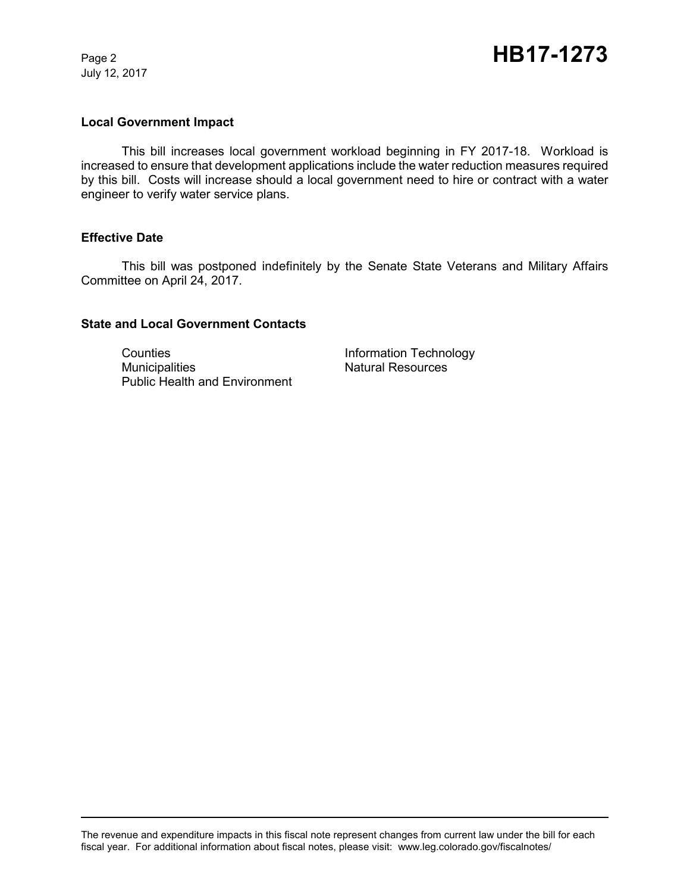### Local Government Impact

This bill increases local government workload beginning in FY 2017-18. Workload is increased to ensure that development applications include the water reduction measures required by this bill. Costs will increase should a local government need to hire or contract with a water engineer to verify water service plans.

### Effective Date

This bill was postponed indefinitely by the Senate State Veterans and Military Affairs Committee on April 24, 2017.

### State and Local Government Contacts

| | |
|---|---|
| Counties | Information Technology |
| Municipalities | Natural Resources |
| Public Health and Environment | |

The revenue and expenditure impacts in this fiscal note represent changes from current law under the bill for each fiscal year. For additional information about fiscal notes, please visit: www.leg.colorado.gov/fiscalnotes/